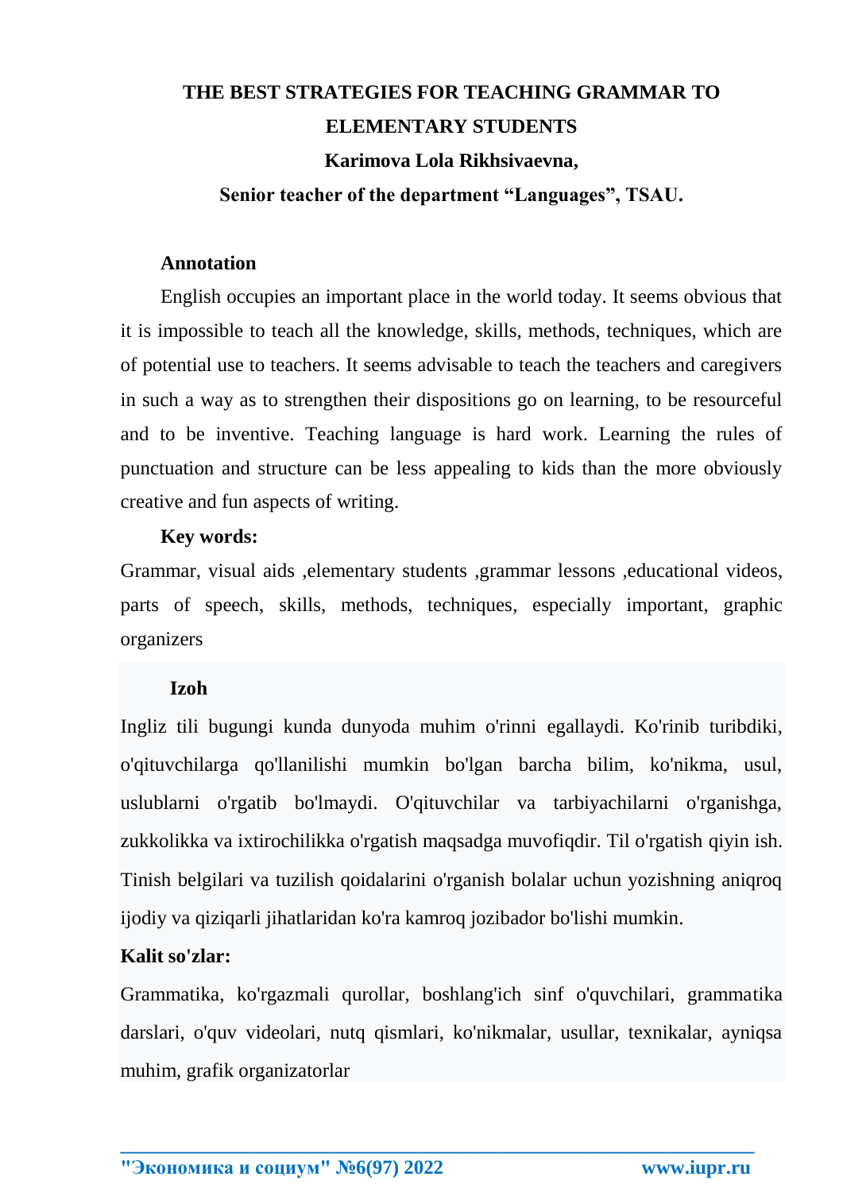# THE BEST STRATEGIES FOR TEACHING GRAMMAR TO ELEMENTARY STUDENTS

**Karimova Lola Rikhsivaevna,**

**Senior teacher of the department "Languages", TSAU.**

**Annotation**

English occupies an important place in the world today. It seems obvious that it is impossible to teach all the knowledge, skills, methods, techniques, which are of potential use to teachers. It seems advisable to teach the teachers and caregivers in such a way as to strengthen their dispositions go on learning, to be resourceful and to be inventive. Teaching language is hard work. Learning the rules of punctuation and structure can be less appealing to kids than the more obviously creative and fun aspects of writing.

**Key words:**

Grammar, visual aids ,elementary students ,grammar lessons ,educational videos, parts of speech, skills, methods, techniques, especially important, graphic organizers

**Izoh**

Ingliz tili bugungi kunda dunyoda muhim o'rinni egallaydi. Ko'rinib turibdiki, o'qituvchilarga qo'llanilishi mumkin bo'lgan barcha bilim, ko'nikma, usul, uslublarni o'rgatib bo'lmaydi. O'qituvchilar va tarbiyachilarni o'rganishga, zukkolikka va ixtirochilikka o'rgatish maqsadga muvofiqdir. Til o'rgatish qiyin ish. Tinish belgilari va tuzilish qoidalarini o'rganish bolalar uchun yozishning aniqroq ijodiy va qiziqarli jihatlaridan ko'ra kamroq jozibador bo'lishi mumkin.

**Kalit so'zlar:**

Grammatika, ko'rgazmali qurollar, boshlang'ich sinf o'quvchilari, grammatika darslari, o'quv videolari, nutq qismlari, ko'nikmalar, usullar, texnikalar, ayniqsa muhim, grafik organizatorlar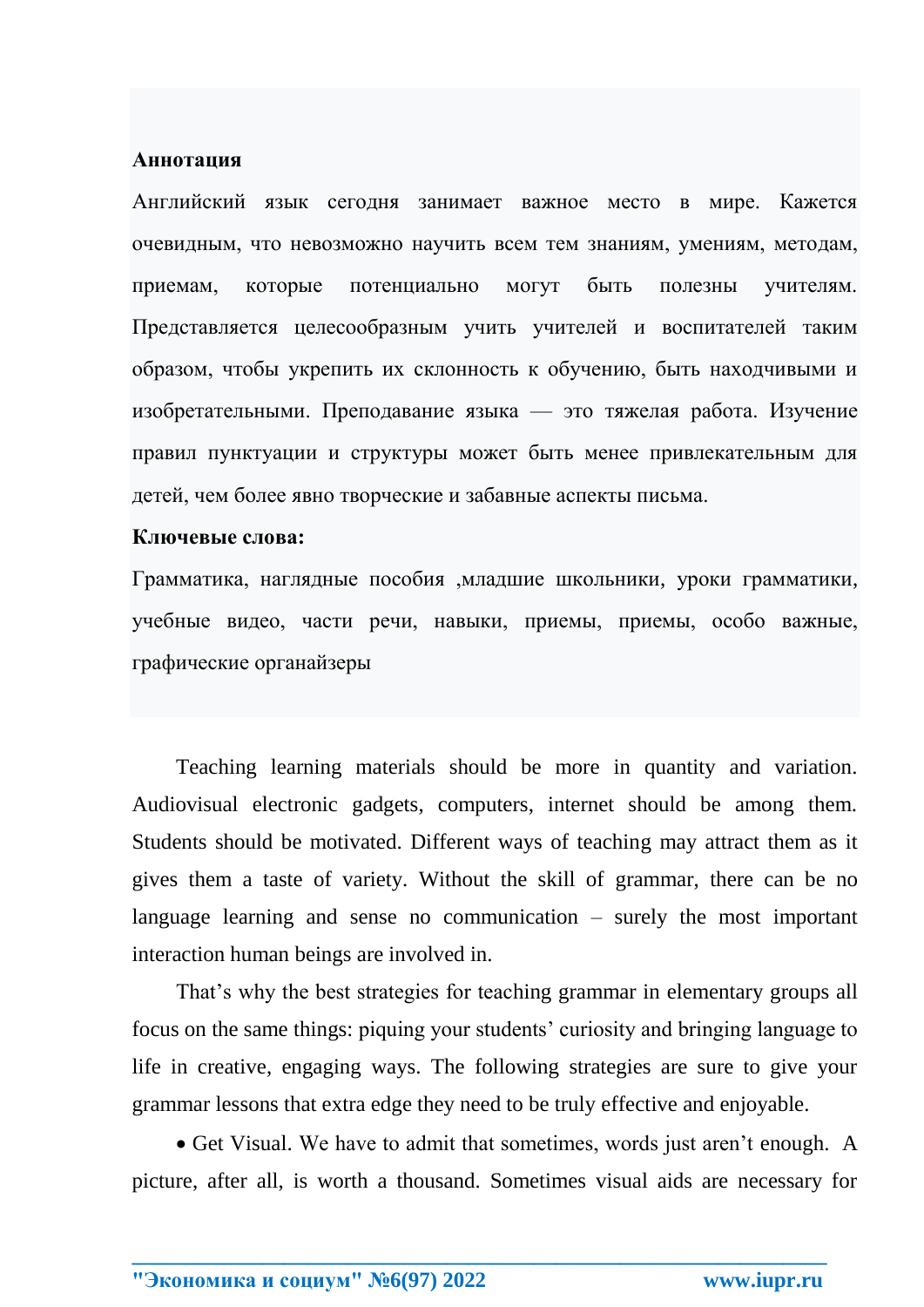**Аннотация**

Английский язык сегодня занимает важное место в мире. Кажется очевидным, что невозможно научить всем тем знаниям, умениям, методам, приемам, которые потенциально могут быть полезны учителям. Представляется целесообразным учить учителей и воспитателей таким образом, чтобы укрепить их склонность к обучению, быть находчивыми и изобретательными. Преподавание языка — это тяжелая работа. Изучение правил пунктуации и структуры может быть менее привлекательным для детей, чем более явно творческие и забавные аспекты письма.

**Ключевые слова:**

Грамматика, наглядные пособия ,младшие школьники, уроки грамматики, учебные видео, части речи, навыки, приемы, приемы, особо важные, графические органайзеры

Teaching learning materials should be more in quantity and variation. Audiovisual electronic gadgets, computers, internet should be among them. Students should be motivated. Different ways of teaching may attract them as it gives them a taste of variety. Without the skill of grammar, there can be no language learning and sense no communication – surely the most important interaction human beings are involved in.

That's why the best strategies for teaching grammar in elementary groups all focus on the same things: piquing your students' curiosity and bringing language to life in creative, engaging ways. The following strategies are sure to give your grammar lessons that extra edge they need to be truly effective and enjoyable.

- Get Visual. We have to admit that sometimes, words just aren't enough. A picture, after all, is worth a thousand. Sometimes visual aids are necessary for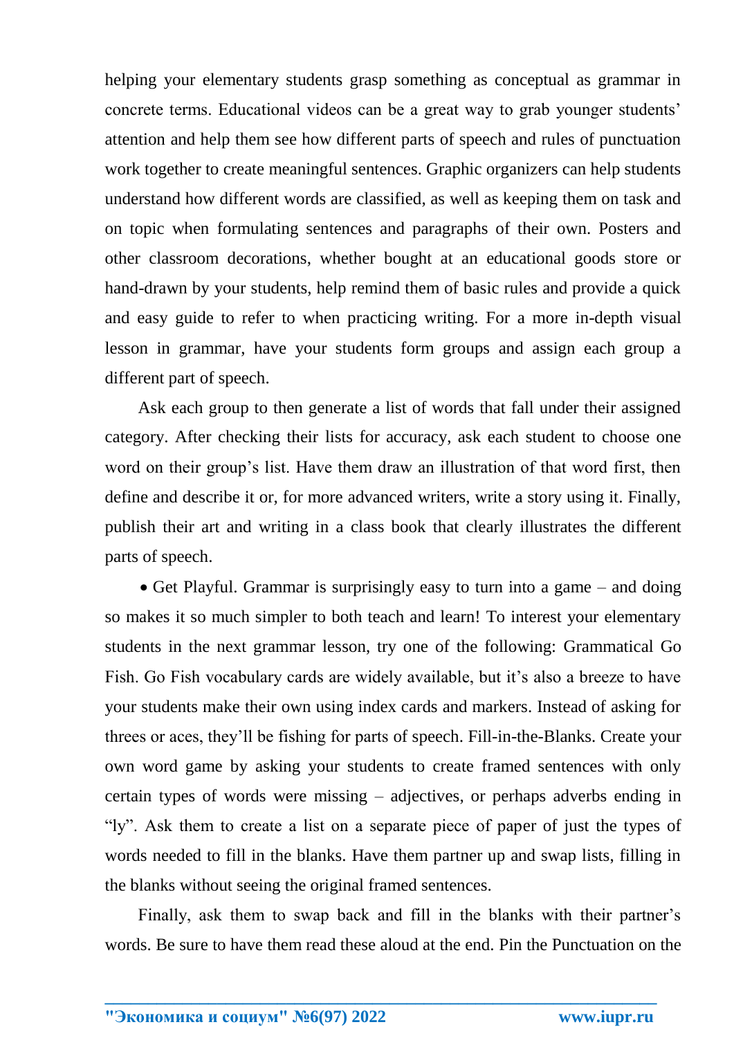helping your elementary students grasp something as conceptual as grammar in concrete terms. Educational videos can be a great way to grab younger students' attention and help them see how different parts of speech and rules of punctuation work together to create meaningful sentences. Graphic organizers can help students understand how different words are classified, as well as keeping them on task and on topic when formulating sentences and paragraphs of their own. Posters and other classroom decorations, whether bought at an educational goods store or hand-drawn by your students, help remind them of basic rules and provide a quick and easy guide to refer to when practicing writing. For a more in-depth visual lesson in grammar, have your students form groups and assign each group a different part of speech.

Ask each group to then generate a list of words that fall under their assigned category. After checking their lists for accuracy, ask each student to choose one word on their group's list. Have them draw an illustration of that word first, then define and describe it or, for more advanced writers, write a story using it. Finally, publish their art and writing in a class book that clearly illustrates the different parts of speech.

- Get Playful. Grammar is surprisingly easy to turn into a game – and doing so makes it so much simpler to both teach and learn! To interest your elementary students in the next grammar lesson, try one of the following: Grammatical Go Fish. Go Fish vocabulary cards are widely available, but it's also a breeze to have your students make their own using index cards and markers. Instead of asking for threes or aces, they'll be fishing for parts of speech. Fill-in-the-Blanks. Create your own word game by asking your students to create framed sentences with only certain types of words were missing – adjectives, or perhaps adverbs ending in "ly". Ask them to create a list on a separate piece of paper of just the types of words needed to fill in the blanks. Have them partner up and swap lists, filling in the blanks without seeing the original framed sentences.

Finally, ask them to swap back and fill in the blanks with their partner's words. Be sure to have them read these aloud at the end. Pin the Punctuation on the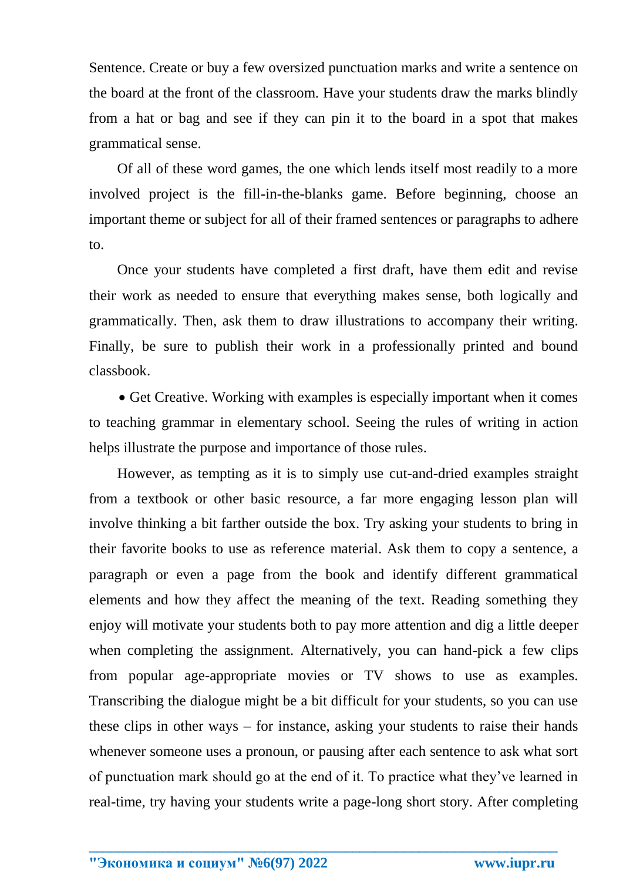Sentence. Create or buy a few oversized punctuation marks and write a sentence on the board at the front of the classroom. Have your students draw the marks blindly from a hat or bag and see if they can pin it to the board in a spot that makes grammatical sense.

Of all of these word games, the one which lends itself most readily to a more involved project is the fill-in-the-blanks game. Before beginning, choose an important theme or subject for all of their framed sentences or paragraphs to adhere to.

Once your students have completed a first draft, have them edit and revise their work as needed to ensure that everything makes sense, both logically and grammatically. Then, ask them to draw illustrations to accompany their writing. Finally, be sure to publish their work in a professionally printed and bound classbook.

- Get Creative. Working with examples is especially important when it comes to teaching grammar in elementary school. Seeing the rules of writing in action helps illustrate the purpose and importance of those rules.

However, as tempting as it is to simply use cut-and-dried examples straight from a textbook or other basic resource, a far more engaging lesson plan will involve thinking a bit farther outside the box. Try asking your students to bring in their favorite books to use as reference material. Ask them to copy a sentence, a paragraph or even a page from the book and identify different grammatical elements and how they affect the meaning of the text. Reading something they enjoy will motivate your students both to pay more attention and dig a little deeper when completing the assignment. Alternatively, you can hand-pick a few clips from popular age-appropriate movies or TV shows to use as examples. Transcribing the dialogue might be a bit difficult for your students, so you can use these clips in other ways – for instance, asking your students to raise their hands whenever someone uses a pronoun, or pausing after each sentence to ask what sort of punctuation mark should go at the end of it. To practice what they've learned in real-time, try having your students write a page-long short story. After completing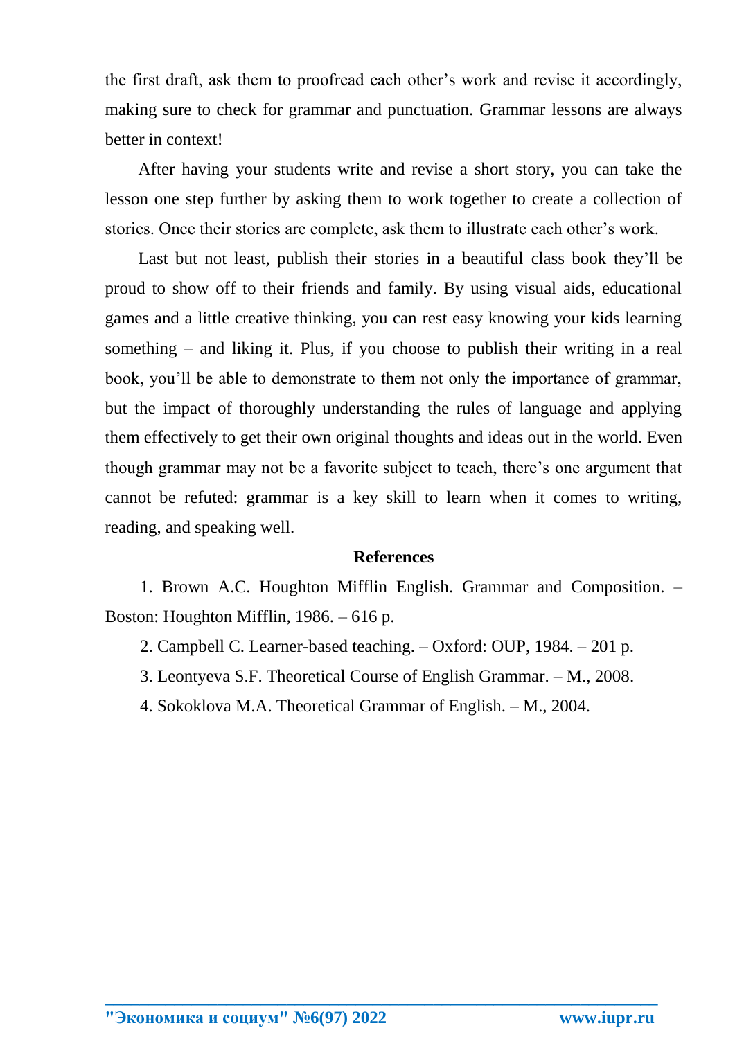the first draft, ask them to proofread each other's work and revise it accordingly, making sure to check for grammar and punctuation. Grammar lessons are always better in context!

After having your students write and revise a short story, you can take the lesson one step further by asking them to work together to create a collection of stories. Once their stories are complete, ask them to illustrate each other's work.

Last but not least, publish their stories in a beautiful class book they'll be proud to show off to their friends and family. By using visual aids, educational games and a little creative thinking, you can rest easy knowing your kids learning something – and liking it. Plus, if you choose to publish their writing in a real book, you'll be able to demonstrate to them not only the importance of grammar, but the impact of thoroughly understanding the rules of language and applying them effectively to get their own original thoughts and ideas out in the world. Even though grammar may not be a favorite subject to teach, there's one argument that cannot be refuted: grammar is a key skill to learn when it comes to writing, reading, and speaking well.

## References

1. Brown A.C. Houghton Mifflin English. Grammar and Composition. – Boston: Houghton Mifflin, 1986. – 616 p.
2. Campbell C. Learner-based teaching. – Oxford: OUP, 1984. – 201 p.
3. Leontyeva S.F. Theoretical Course of English Grammar. – M., 2008.
4. Sokoklova M.A. Theoretical Grammar of English. – M., 2004.